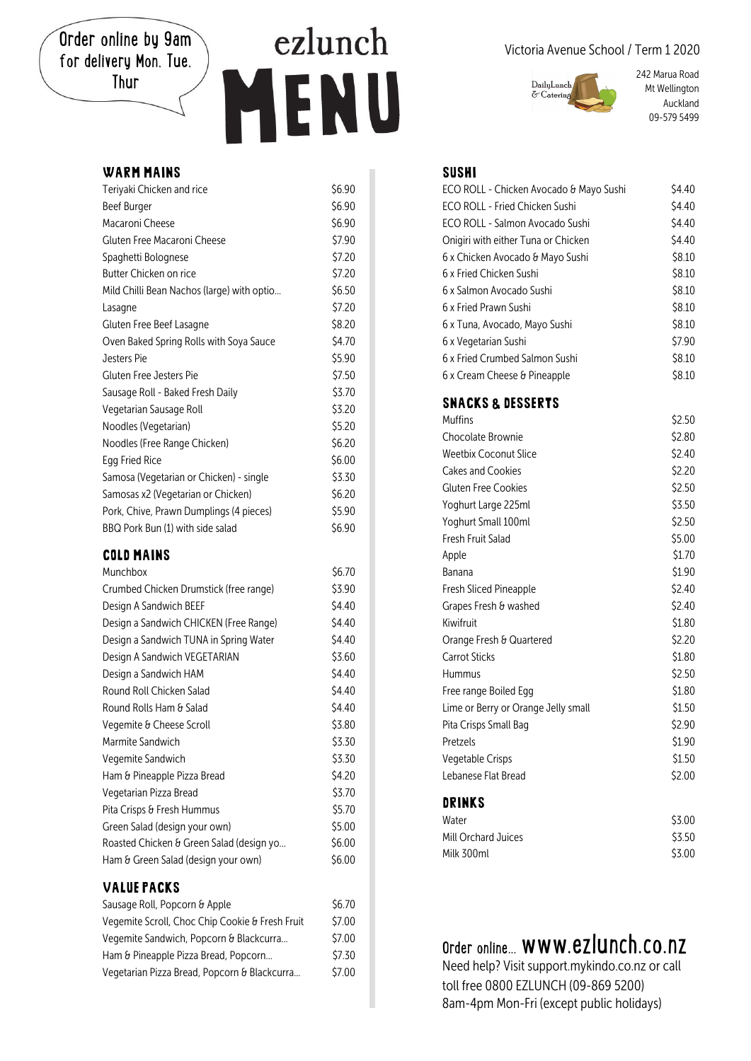Order online by 9am for delivery Mon. Tue. Thur

# ezlunch MENU

Victoria Avenue School / Term 1 2020

DailyLunch & Catering

242 Marua Road
Mt Wellington
Auckland
09-579 5499

## WARM MAINS

| Item | Price |
|---|---|
| Teriyaki Chicken and rice | $6.90 |
| Beef Burger | $6.90 |
| Macaroni Cheese | $6.90 |
| Gluten Free Macaroni Cheese | $7.90 |
| Spaghetti Bolognese | $7.20 |
| Butter Chicken on rice | $7.20 |
| Mild Chilli Bean Nachos (large) with optio... | $6.50 |
| Lasagne | $7.20 |
| Gluten Free Beef Lasagne | $8.20 |
| Oven Baked Spring Rolls with Soya Sauce | $4.70 |
| Jesters Pie | $5.90 |
| Gluten Free Jesters Pie | $7.50 |
| Sausage Roll - Baked Fresh Daily | $3.70 |
| Vegetarian Sausage Roll | $3.20 |
| Noodles (Vegetarian) | $5.20 |
| Noodles (Free Range Chicken) | $6.20 |
| Egg Fried Rice | $6.00 |
| Samosa (Vegetarian or Chicken) - single | $3.30 |
| Samosas x2 (Vegetarian or Chicken) | $6.20 |
| Pork, Chive, Prawn Dumplings (4 pieces) | $5.90 |
| BBQ Pork Bun (1) with side salad | $6.90 |

## COLD MAINS

| Item | Price |
|---|---|
| Munchbox | $6.70 |
| Crumbed Chicken Drumstick (free range) | $3.90 |
| Design A Sandwich BEEF | $4.40 |
| Design a Sandwich CHICKEN (Free Range) | $4.40 |
| Design a Sandwich TUNA in Spring Water | $4.40 |
| Design A Sandwich VEGETARIAN | $3.60 |
| Design a Sandwich HAM | $4.40 |
| Round Roll Chicken Salad | $4.40 |
| Round Rolls Ham & Salad | $4.40 |
| Vegemite & Cheese Scroll | $3.80 |
| Marmite Sandwich | $3.30 |
| Vegemite Sandwich | $3.30 |
| Ham & Pineapple Pizza Bread | $4.20 |
| Vegetarian Pizza Bread | $3.70 |
| Pita Crisps & Fresh Hummus | $5.70 |
| Green Salad (design your own) | $5.00 |
| Roasted Chicken & Green Salad (design yo... | $6.00 |
| Ham & Green Salad (design your own) | $6.00 |

## VALUE PACKS

| Item | Price |
|---|---|
| Sausage Roll, Popcorn & Apple | $6.70 |
| Vegemite Scroll, Choc Chip Cookie & Fresh Fruit | $7.00 |
| Vegemite Sandwich, Popcorn & Blackcurra... | $7.00 |
| Ham & Pineapple Pizza Bread, Popcorn... | $7.30 |
| Vegetarian Pizza Bread, Popcorn & Blackcurra... | $7.00 |

## SUSHI

| Item | Price |
|---|---|
| ECO ROLL - Chicken Avocado & Mayo Sushi | $4.40 |
| ECO ROLL - Fried Chicken Sushi | $4.40 |
| ECO ROLL - Salmon Avocado Sushi | $4.40 |
| Onigiri with either Tuna or Chicken | $4.40 |
| 6 x Chicken Avocado & Mayo Sushi | $8.10 |
| 6 x Fried Chicken Sushi | $8.10 |
| 6 x Salmon Avocado Sushi | $8.10 |
| 6 x Fried Prawn Sushi | $8.10 |
| 6 x Tuna, Avocado, Mayo Sushi | $8.10 |
| 6 x Vegetarian Sushi | $7.90 |
| 6 x Fried Crumbed Salmon Sushi | $8.10 |
| 6 x Cream Cheese & Pineapple | $8.10 |

## SNACKS & DESSERTS

| Item | Price |
|---|---|
| Muffins | $2.50 |
| Chocolate Brownie | $2.80 |
| Weetbix Coconut Slice | $2.40 |
| Cakes and Cookies | $2.20 |
| Gluten Free Cookies | $2.50 |
| Yoghurt Large 225ml | $3.50 |
| Yoghurt Small 100ml | $2.50 |
| Fresh Fruit Salad | $5.00 |
| Apple | $1.70 |
| Banana | $1.90 |
| Fresh Sliced Pineapple | $2.40 |
| Grapes Fresh & washed | $2.40 |
| Kiwifruit | $1.80 |
| Orange Fresh & Quartered | $2.20 |
| Carrot Sticks | $1.80 |
| Hummus | $2.50 |
| Free range Boiled Egg | $1.80 |
| Lime or Berry or Orange Jelly small | $1.50 |
| Pita Crisps Small Bag | $2.90 |
| Pretzels | $1.90 |
| Vegetable Crisps | $1.50 |
| Lebanese Flat Bread | $2.00 |

## DRINKS

| Item | Price |
|---|---|
| Water | $3.00 |
| Mill Orchard Juices | $3.50 |
| Milk 300ml | $3.00 |

## Order online... www.ezlunch.co.nz

Need help? Visit support.mykindo.co.nz or call toll free 0800 EZLUNCH (09-869 5200)
8am-4pm Mon-Fri (except public holidays)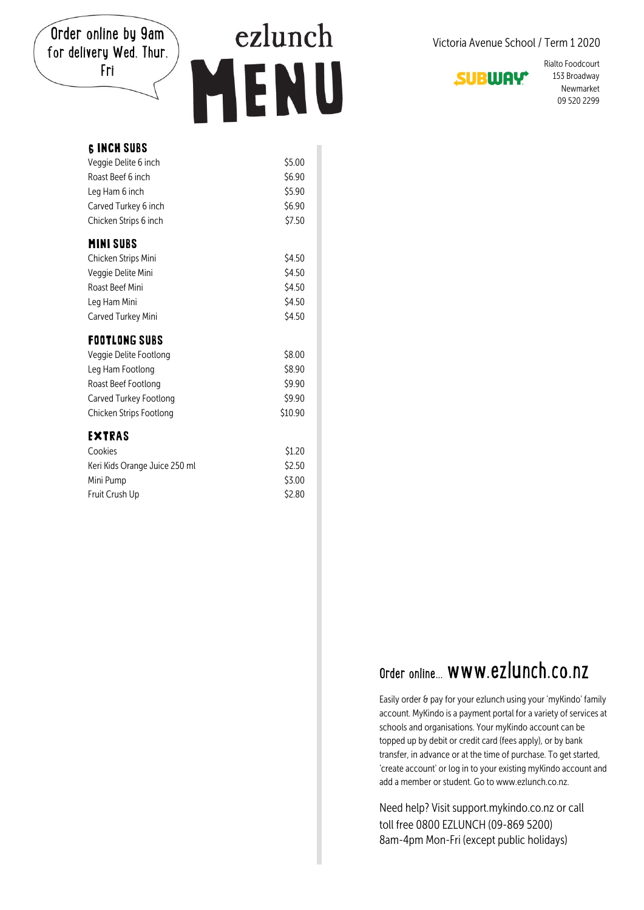Order online by 9am for delivery Wed, Thur, Fri

# ezlunch MENU

Victoria Avenue School / Term 1 2020

SUBWAY

Rialto Foodcourt
153 Broadway
Newmarket
09 520 2299

## 6 INCH SUBS

| | |
|---|---|
| Veggie Delite 6 inch | $5.00 |
| Roast Beef 6 inch | $6.90 |
| Leg Ham 6 inch | $5.90 |
| Carved Turkey 6 inch | $6.90 |
| Chicken Strips 6 inch | $7.50 |

## MINI SUBS

| | |
|---|---|
| Chicken Strips Mini | $4.50 |
| Veggie Delite Mini | $4.50 |
| Roast Beef Mini | $4.50 |
| Leg Ham Mini | $4.50 |
| Carved Turkey Mini | $4.50 |

## FOOTLONG SUBS

| | |
|---|---|
| Veggie Delite Footlong | $8.00 |
| Leg Ham Footlong | $8.90 |
| Roast Beef Footlong | $9.90 |
| Carved Turkey Footlong | $9.90 |
| Chicken Strips Footlong | $10.90 |

## EXTRAS

| | |
|---|---|
| Cookies | $1.20 |
| Keri Kids Orange Juice 250 ml | $2.50 |
| Mini Pump | $3.00 |
| Fruit Crush Up | $2.80 |

## Order online... www.ezlunch.co.nz

Easily order & pay for your ezlunch using your 'myKindo' family account. MyKindo is a payment portal for a variety of services at schools and organisations. Your myKindo account can be topped up by debit or credit card (fees apply), or by bank transfer, in advance or at the time of purchase. To get started, 'create account' or log in to your existing myKindo account and add a member or student. Go to www.ezlunch.co.nz.

Need help? Visit support.mykindo.co.nz or call toll free 0800 EZLUNCH (09-869 5200) 8am-4pm Mon-Fri (except public holidays)